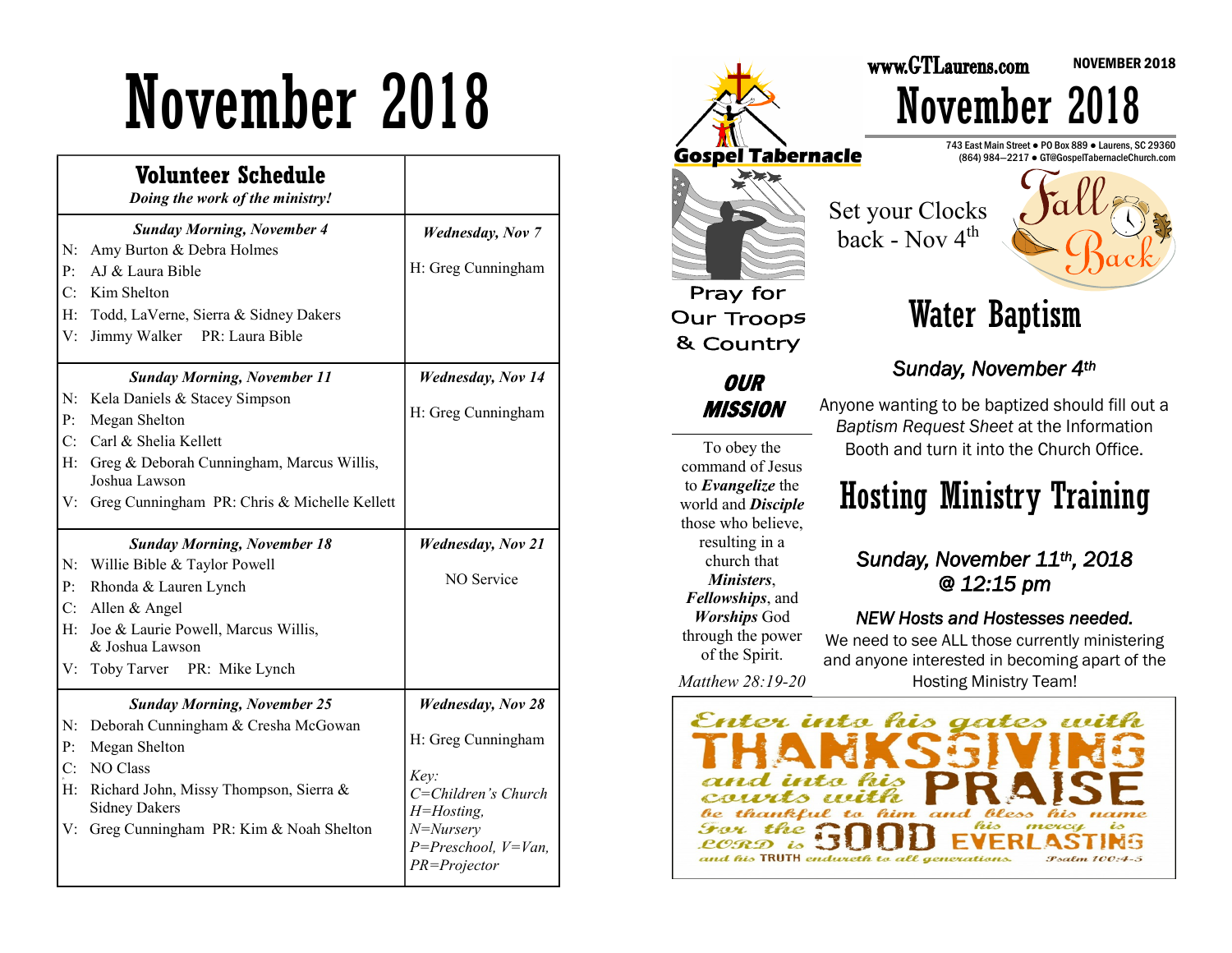# November 2018

| **Volunteer Schedule** *Doing the work of the ministry!* | |
|---|---|
| ***Sunday Morning, November 4*** N: Amy Burton & Debra Holmes P: AJ & Laura Bible C: Kim Shelton H: Todd, LaVerne, Sierra & Sidney Dakers V: Jimmy Walker PR: Laura Bible | ***Wednesday, Nov 7*** H: Greg Cunningham |
| ***Sunday Morning, November 11*** N: Kela Daniels & Stacey Simpson P: Megan Shelton C: Carl & Shelia Kellett H: Greg & Deborah Cunningham, Marcus Willis, Joshua Lawson V: Greg Cunningham PR: Chris & Michelle Kellett | ***Wednesday, Nov 14*** H: Greg Cunningham |
| ***Sunday Morning, November 18*** N: Willie Bible & Taylor Powell P: Rhonda & Lauren Lynch C: Allen & Angel H: Joe & Laurie Powell, Marcus Willis, & Joshua Lawson V: Toby Tarver PR: Mike Lynch | ***Wednesday, Nov 21*** NO Service |
| ***Sunday Morning, November 25*** N: Deborah Cunningham & Cresha McGowan P: Megan Shelton C: NO Class H: Richard John, Missy Thompson, Sierra & Sidney Dakers V: Greg Cunningham PR: Kim & Noah Shelton | ***Wednesday, Nov 28*** H: Greg Cunningham *Key: C=Children's Church H=Hosting, N=Nursery P=Preschool, V=Van, PR=Projector* |

Gospel Tabernacle

www.GTLaurens.com NOVEMBER 2018

# November 2018

743 East Main Street ● PO Box 889 ● Laurens, SC 29360
(864) 984—2217 ● GT@GospelTabernacleChurch.com

Pray for Our Troops & Country

Set your Clocks back - Nov 4th

Fall Back

## Water Baptism

***Sunday, November 4th***

Anyone wanting to be baptized should fill out a *Baptism Request Sheet* at the Information Booth and turn it into the Church Office.

## ***OUR MISSION***

To obey the command of Jesus to ***Evangelize*** the world and ***Disciple*** those who believe, resulting in a church that ***Ministers***, ***Fellowships***, and ***Worships*** God through the power of the Spirit.

*Matthew 28:19-20*

## Hosting Ministry Training

***Sunday, November 11th, 2018 @ 12:15 pm***

***NEW Hosts and Hostesses needed.***

We need to see ALL those currently ministering and anyone interested in becoming apart of the Hosting Ministry Team!

Enter into his gates with THANKSGIVING and into his courts with PRAISE be thankful to him and bless his name For the LORD is GOOD his mercy is EVERLASTING and his TRUTH endureth to all generations. Psalm 100:4-5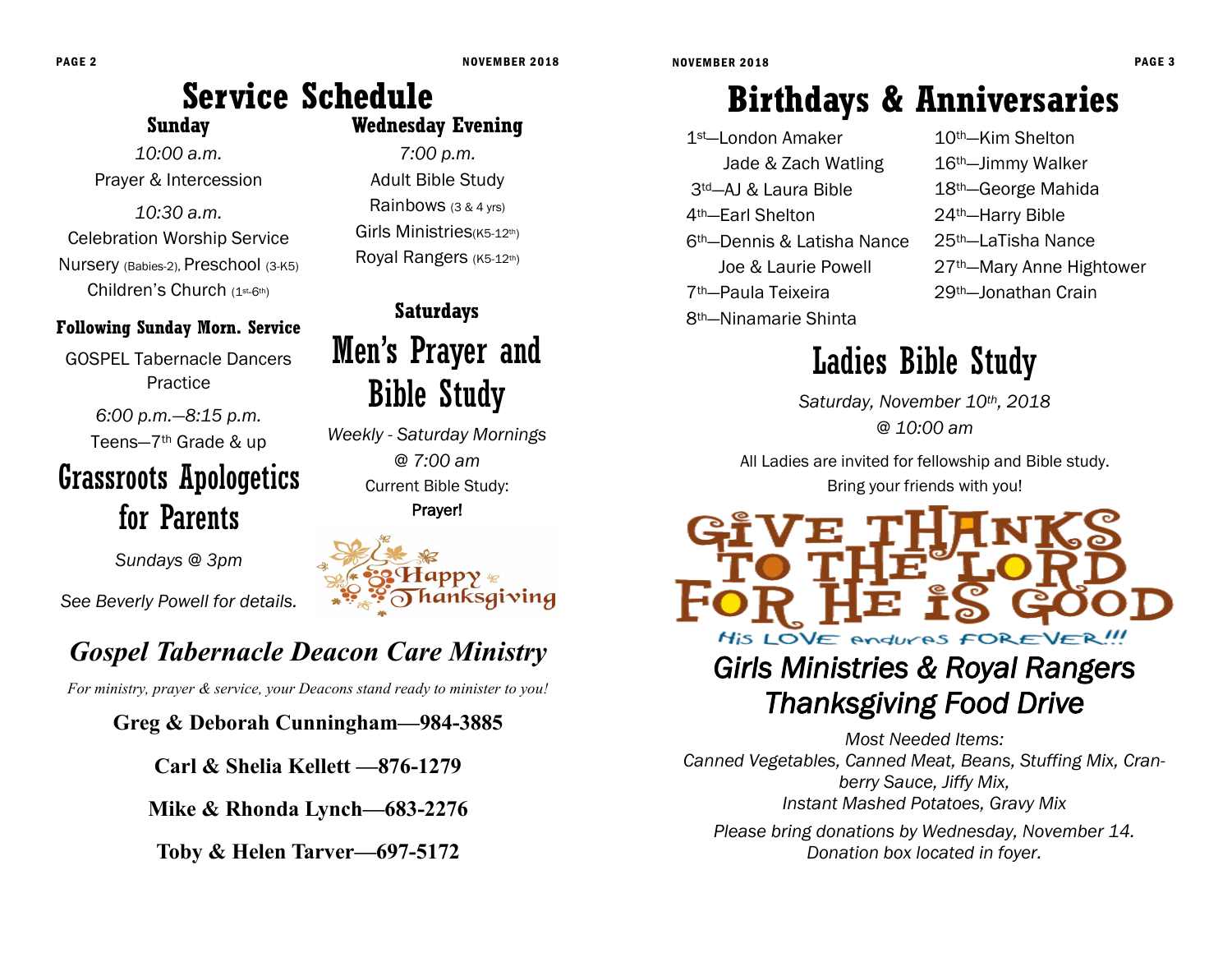# Service Schedule

## Sunday

*10:00 a.m.*

Prayer & Intercession

*10:30 a.m.*

Celebration Worship Service

Nursery (Babies-2), Preschool (3-K5)

Children's Church (1st-6th)

## Following Sunday Morn. Service

GOSPEL Tabernacle Dancers Practice

*6:00 p.m.—8:15 p.m.*

Teens—7th Grade & up

## Grassroots Apologetics for Parents

*Sundays @ 3pm*

*See Beverly Powell for details.*

## Wednesday Evening

*7:00 p.m.*

Adult Bible Study

Rainbows (3 & 4 yrs)

Girls Ministries(K5-12th)

Royal Rangers (K5-12th)

## Saturdays

## Men's Prayer and Bible Study

*Weekly - Saturday Mornings*

*@ 7:00 am*

Current Bible Study:

Prayer!

Happy Thanksgiving

## *Gospel Tabernacle Deacon Care Ministry*

*For ministry, prayer & service, your Deacons stand ready to minister to you!*

**Greg & Deborah Cunningham—984-3885**

**Carl & Shelia Kellett —876-1279**

**Mike & Rhonda Lynch—683-2276**

**Toby & Helen Tarver—697-5172**

# Birthdays & Anniversaries

1st—London Amaker
Jade & Zach Watling
3td—AJ & Laura Bible
4th—Earl Shelton
6th—Dennis & Latisha Nance
Joe & Laurie Powell
7th—Paula Teixeira
8th—Ninamarie Shinta
10th—Kim Shelton
16th—Jimmy Walker
18th—George Mahida
24th—Harry Bible
25th—LaTisha Nance
27th—Mary Anne Hightower
29th—Jonathan Crain

## Ladies Bible Study

*Saturday, November 10th, 2018*

*@ 10:00 am*

All Ladies are invited for fellowship and Bible study.
Bring your friends with you!

GIVE THANKS TO THE LORD FOR HE IS GOOD

His LOVE endures FOREVER!!!

## *Girls Ministries & Royal Rangers Thanksgiving Food Drive*

*Most Needed Items:*
*Canned Vegetables, Canned Meat, Beans, Stuffing Mix, Cranberry Sauce, Jiffy Mix,*
*Instant Mashed Potatoes, Gravy Mix*

*Please bring donations by Wednesday, November 14.*
*Donation box located in foyer.*